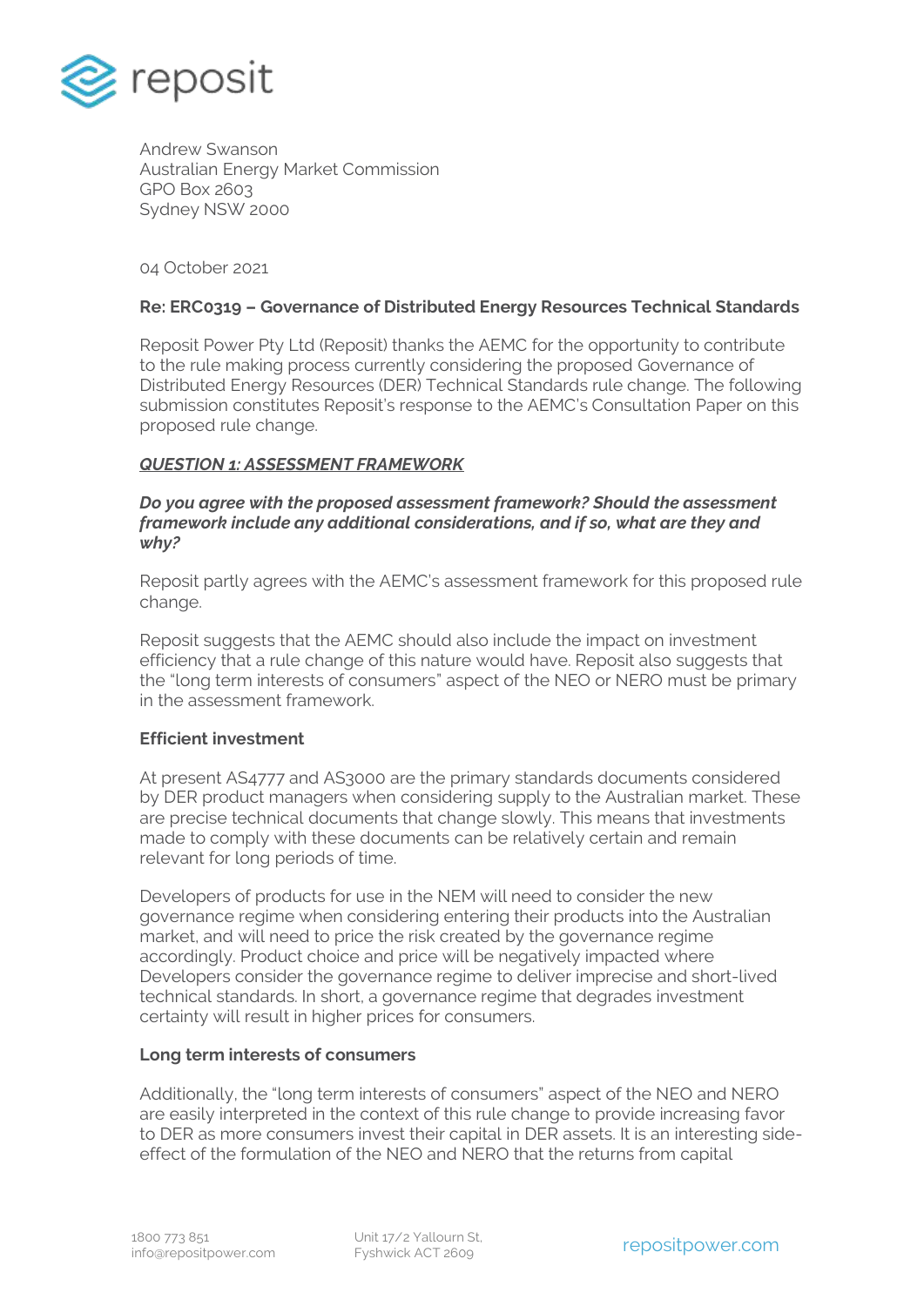Andrew Swanson
Australian Energy Market Commission
GPO Box 2603
Sydney NSW 2000

04 October 2021

**Re: ERC0319 – Governance of Distributed Energy Resources Technical Standards**

Reposit Power Pty Ltd (Reposit) thanks the AEMC for the opportunity to contribute to the rule making process currently considering the proposed Governance of Distributed Energy Resources (DER) Technical Standards rule change. The following submission constitutes Reposit's response to the AEMC's Consultation Paper on this proposed rule change.

***QUESTION 1: ASSESSMENT FRAMEWORK***

***Do you agree with the proposed assessment framework? Should the assessment framework include any additional considerations, and if so, what are they and why?***

Reposit partly agrees with the AEMC's assessment framework for this proposed rule change.

Reposit suggests that the AEMC should also include the impact on investment efficiency that a rule change of this nature would have. Reposit also suggests that the "long term interests of consumers" aspect of the NEO or NERO must be primary in the assessment framework.

**Efficient investment**

At present AS4777 and AS3000 are the primary standards documents considered by DER product managers when considering supply to the Australian market. These are precise technical documents that change slowly. This means that investments made to comply with these documents can be relatively certain and remain relevant for long periods of time.

Developers of products for use in the NEM will need to consider the new governance regime when considering entering their products into the Australian market, and will need to price the risk created by the governance regime accordingly. Product choice and price will be negatively impacted where Developers consider the governance regime to deliver imprecise and short-lived technical standards. In short, a governance regime that degrades investment certainty will result in higher prices for consumers.

**Long term interests of consumers**

Additionally, the "long term interests of consumers" aspect of the NEO and NERO are easily interpreted in the context of this rule change to provide increasing favor to DER as more consumers invest their capital in DER assets. It is an interesting side-effect of the formulation of the NEO and NERO that the returns from capital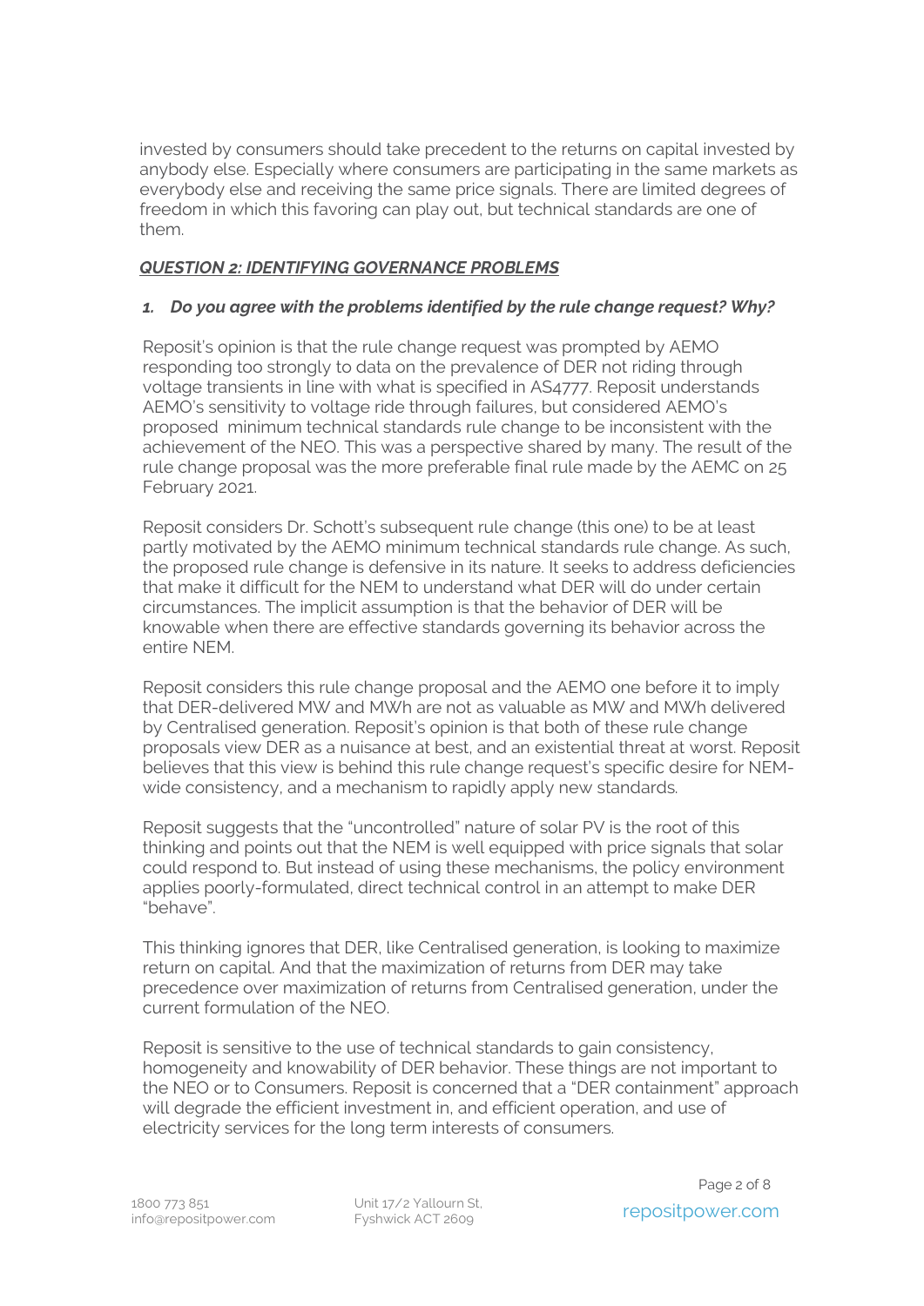invested by consumers should take precedent to the returns on capital invested by anybody else. Especially where consumers are participating in the same markets as everybody else and receiving the same price signals. There are limited degrees of freedom in which this favoring can play out, but technical standards are one of them.

### ***QUESTION 2: IDENTIFYING GOVERNANCE PROBLEMS***

1. ***Do you agree with the problems identified by the rule change request? Why?***

Reposit's opinion is that the rule change request was prompted by AEMO responding too strongly to data on the prevalence of DER not riding through voltage transients in line with what is specified in AS4777. Reposit understands AEMO's sensitivity to voltage ride through failures, but considered AEMO's proposed minimum technical standards rule change to be inconsistent with the achievement of the NEO. This was a perspective shared by many. The result of the rule change proposal was the more preferable final rule made by the AEMC on 25 February 2021.

Reposit considers Dr. Schott's subsequent rule change (this one) to be at least partly motivated by the AEMO minimum technical standards rule change. As such, the proposed rule change is defensive in its nature. It seeks to address deficiencies that make it difficult for the NEM to understand what DER will do under certain circumstances. The implicit assumption is that the behavior of DER will be knowable when there are effective standards governing its behavior across the entire NEM.

Reposit considers this rule change proposal and the AEMO one before it to imply that DER-delivered MW and MWh are not as valuable as MW and MWh delivered by Centralised generation. Reposit's opinion is that both of these rule change proposals view DER as a nuisance at best, and an existential threat at worst. Reposit believes that this view is behind this rule change request's specific desire for NEM-wide consistency, and a mechanism to rapidly apply new standards.

Reposit suggests that the "uncontrolled" nature of solar PV is the root of this thinking and points out that the NEM is well equipped with price signals that solar could respond to. But instead of using these mechanisms, the policy environment applies poorly-formulated, direct technical control in an attempt to make DER "behave".

This thinking ignores that DER, like Centralised generation, is looking to maximize return on capital. And that the maximization of returns from DER may take precedence over maximization of returns from Centralised generation, under the current formulation of the NEO.

Reposit is sensitive to the use of technical standards to gain consistency, homogeneity and knowability of DER behavior. These things are not important to the NEO or to Consumers. Reposit is concerned that a "DER containment" approach will degrade the efficient investment in, and efficient operation, and use of electricity services for the long term interests of consumers.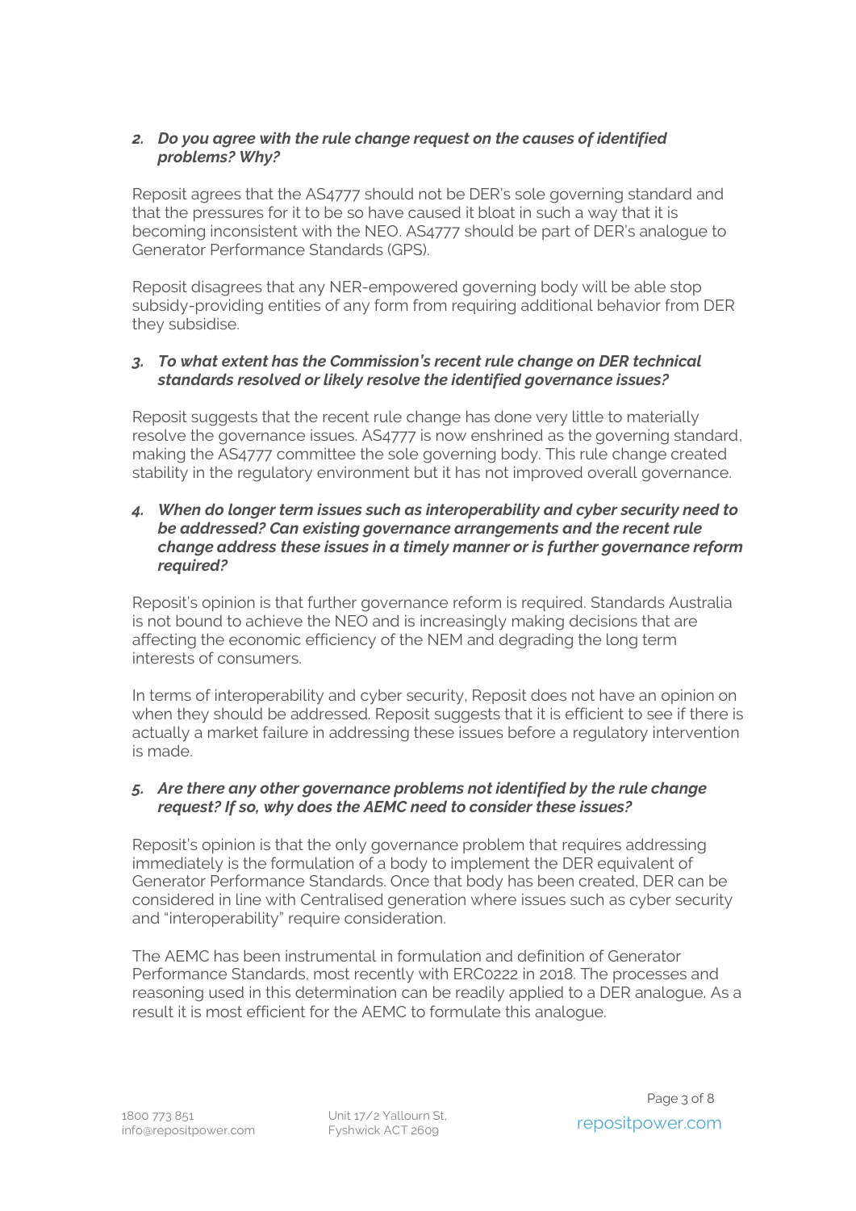### *2. Do you agree with the rule change request on the causes of identified problems? Why?*

Reposit agrees that the AS4777 should not be DER's sole governing standard and that the pressures for it to be so have caused it bloat in such a way that it is becoming inconsistent with the NEO. AS4777 should be part of DER's analogue to Generator Performance Standards (GPS).

Reposit disagrees that any NER-empowered governing body will be able stop subsidy-providing entities of any form from requiring additional behavior from DER they subsidise.

### *3. To what extent has the Commission's recent rule change on DER technical standards resolved or likely resolve the identified governance issues?*

Reposit suggests that the recent rule change has done very little to materially resolve the governance issues. AS4777 is now enshrined as the governing standard, making the AS4777 committee the sole governing body. This rule change created stability in the regulatory environment but it has not improved overall governance.

### *4. When do longer term issues such as interoperability and cyber security need to be addressed? Can existing governance arrangements and the recent rule change address these issues in a timely manner or is further governance reform required?*

Reposit's opinion is that further governance reform is required. Standards Australia is not bound to achieve the NEO and is increasingly making decisions that are affecting the economic efficiency of the NEM and degrading the long term interests of consumers.

In terms of interoperability and cyber security, Reposit does not have an opinion on when they should be addressed. Reposit suggests that it is efficient to see if there is actually a market failure in addressing these issues before a regulatory intervention is made.

### *5. Are there any other governance problems not identified by the rule change request? If so, why does the AEMC need to consider these issues?*

Reposit's opinion is that the only governance problem that requires addressing immediately is the formulation of a body to implement the DER equivalent of Generator Performance Standards. Once that body has been created, DER can be considered in line with Centralised generation where issues such as cyber security and "interoperability" require consideration.

The AEMC has been instrumental in formulation and definition of Generator Performance Standards, most recently with ERC0222 in 2018. The processes and reasoning used in this determination can be readily applied to a DER analogue. As a result it is most efficient for the AEMC to formulate this analogue.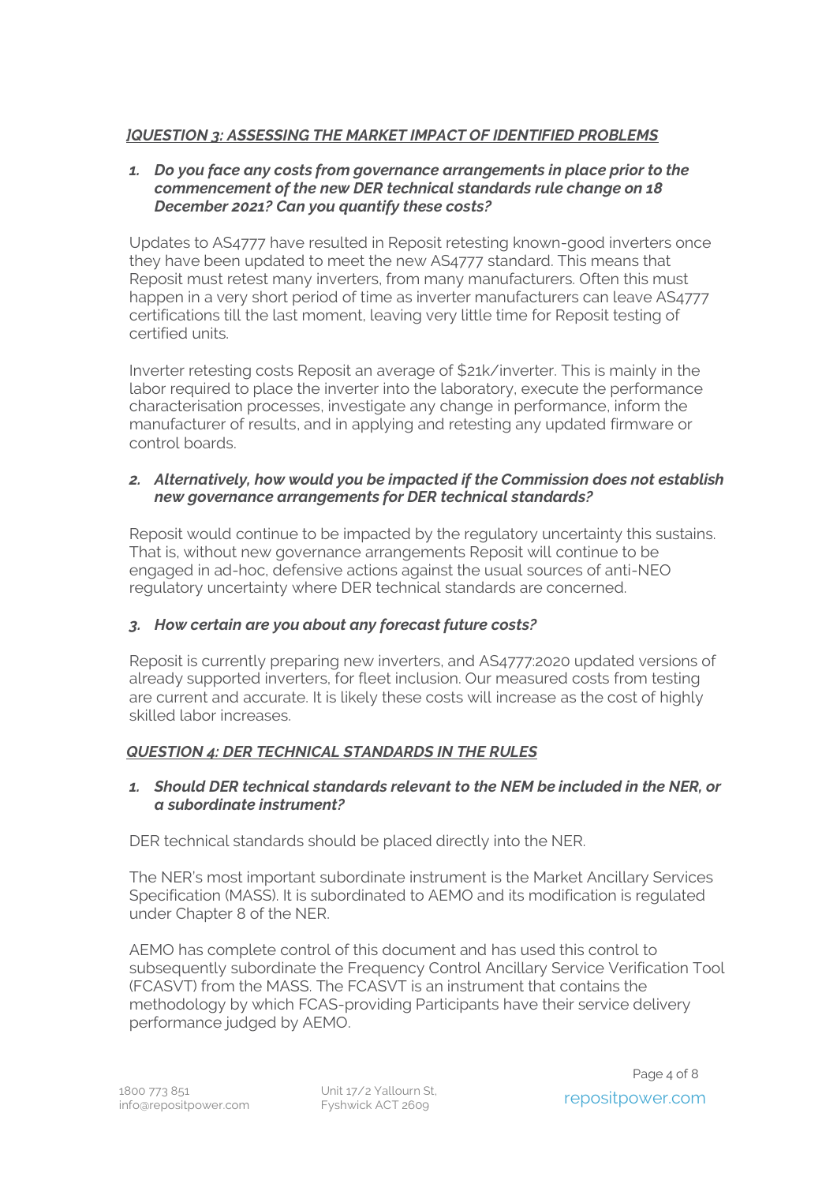## ]QUESTION 3: ASSESSING THE MARKET IMPACT OF IDENTIFIED PROBLEMS

1. ***Do you face any costs from governance arrangements in place prior to the commencement of the new DER technical standards rule change on 18 December 2021? Can you quantify these costs?***

Updates to AS4777 have resulted in Reposit retesting known-good inverters once they have been updated to meet the new AS4777 standard. This means that Reposit must retest many inverters, from many manufacturers. Often this must happen in a very short period of time as inverter manufacturers can leave AS4777 certifications till the last moment, leaving very little time for Reposit testing of certified units.

Inverter retesting costs Reposit an average of $21k/inverter. This is mainly in the labor required to place the inverter into the laboratory, execute the performance characterisation processes, investigate any change in performance, inform the manufacturer of results, and in applying and retesting any updated firmware or control boards.

2. ***Alternatively, how would you be impacted if the Commission does not establish new governance arrangements for DER technical standards?***

Reposit would continue to be impacted by the regulatory uncertainty this sustains. That is, without new governance arrangements Reposit will continue to be engaged in ad-hoc, defensive actions against the usual sources of anti-NEO regulatory uncertainty where DER technical standards are concerned.

3. ***How certain are you about any forecast future costs?***

Reposit is currently preparing new inverters, and AS4777:2020 updated versions of already supported inverters, for fleet inclusion. Our measured costs from testing are current and accurate. It is likely these costs will increase as the cost of highly skilled labor increases.

## QUESTION 4: DER TECHNICAL STANDARDS IN THE RULES

1. ***Should DER technical standards relevant to the NEM be included in the NER, or a subordinate instrument?***

DER technical standards should be placed directly into the NER.

The NER's most important subordinate instrument is the Market Ancillary Services Specification (MASS). It is subordinated to AEMO and its modification is regulated under Chapter 8 of the NER.

AEMO has complete control of this document and has used this control to subsequently subordinate the Frequency Control Ancillary Service Verification Tool (FCASVT) from the MASS. The FCASVT is an instrument that contains the methodology by which FCAS-providing Participants have their service delivery performance judged by AEMO.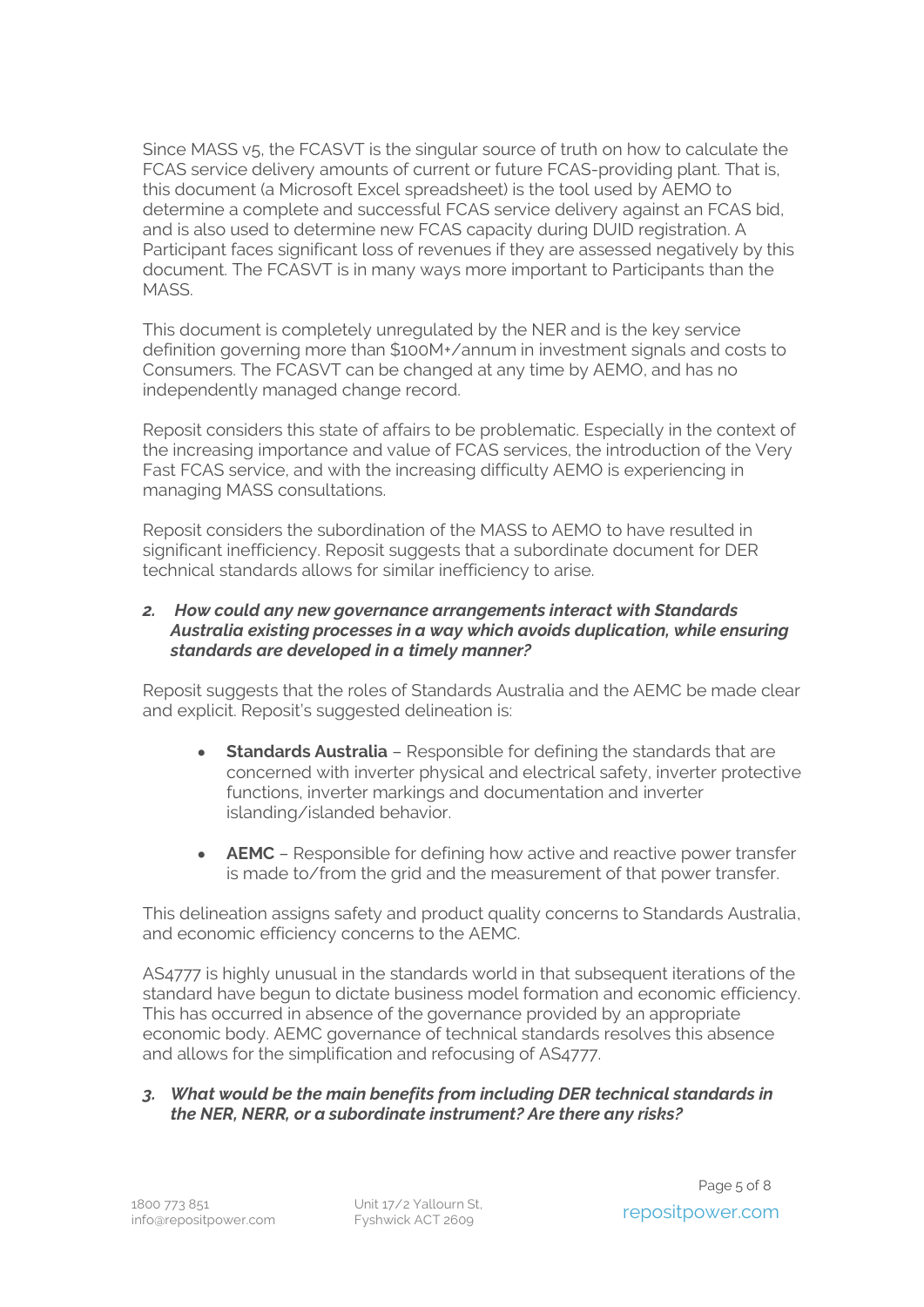Since MASS v5, the FCASVT is the singular source of truth on how to calculate the FCAS service delivery amounts of current or future FCAS-providing plant. That is, this document (a Microsoft Excel spreadsheet) is the tool used by AEMO to determine a complete and successful FCAS service delivery against an FCAS bid, and is also used to determine new FCAS capacity during DUID registration. A Participant faces significant loss of revenues if they are assessed negatively by this document. The FCASVT is in many ways more important to Participants than the MASS.

This document is completely unregulated by the NER and is the key service definition governing more than $100M+/annum in investment signals and costs to Consumers. The FCASVT can be changed at any time by AEMO, and has no independently managed change record.

Reposit considers this state of affairs to be problematic. Especially in the context of the increasing importance and value of FCAS services, the introduction of the Very Fast FCAS service, and with the increasing difficulty AEMO is experiencing in managing MASS consultations.

Reposit considers the subordination of the MASS to AEMO to have resulted in significant inefficiency. Reposit suggests that a subordinate document for DER technical standards allows for similar inefficiency to arise.

***2. How could any new governance arrangements interact with Standards Australia existing processes in a way which avoids duplication, while ensuring standards are developed in a timely manner?***

Reposit suggests that the roles of Standards Australia and the AEMC be made clear and explicit. Reposit's suggested delineation is:

- **Standards Australia** – Responsible for defining the standards that are concerned with inverter physical and electrical safety, inverter protective functions, inverter markings and documentation and inverter islanding/islanded behavior.
- **AEMC** – Responsible for defining how active and reactive power transfer is made to/from the grid and the measurement of that power transfer.

This delineation assigns safety and product quality concerns to Standards Australia, and economic efficiency concerns to the AEMC.

AS4777 is highly unusual in the standards world in that subsequent iterations of the standard have begun to dictate business model formation and economic efficiency. This has occurred in absence of the governance provided by an appropriate economic body. AEMC governance of technical standards resolves this absence and allows for the simplification and refocusing of AS4777.

***3. What would be the main benefits from including DER technical standards in the NER, NERR, or a subordinate instrument? Are there any risks?***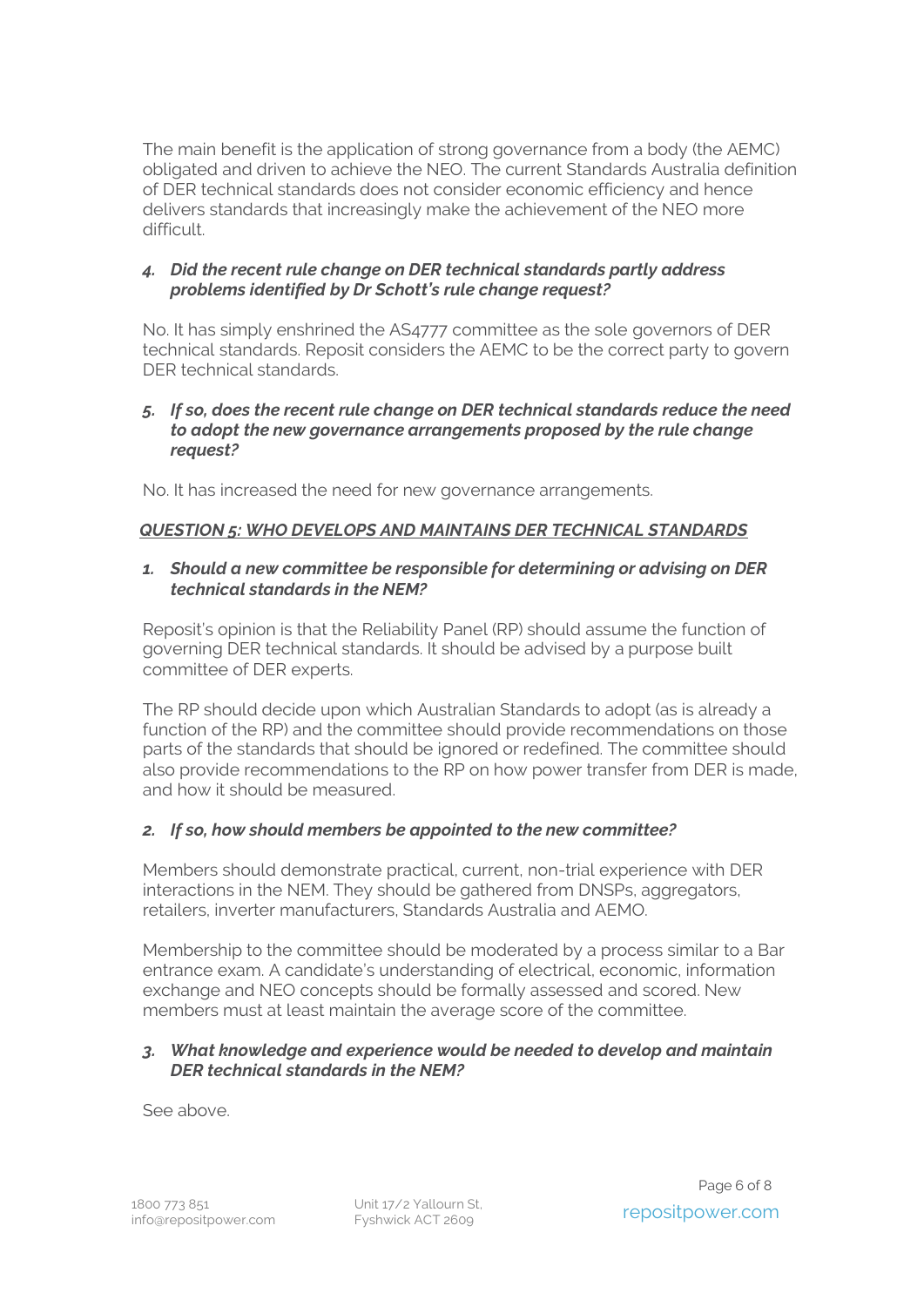The main benefit is the application of strong governance from a body (the AEMC) obligated and driven to achieve the NEO. The current Standards Australia definition of DER technical standards does not consider economic efficiency and hence delivers standards that increasingly make the achievement of the NEO more difficult.

4. ***Did the recent rule change on DER technical standards partly address problems identified by Dr Schott's rule change request?***

No. It has simply enshrined the AS4777 committee as the sole governors of DER technical standards. Reposit considers the AEMC to be the correct party to govern DER technical standards.

5. ***If so, does the recent rule change on DER technical standards reduce the need to adopt the new governance arrangements proposed by the rule change request?***

No. It has increased the need for new governance arrangements.

***QUESTION 5: WHO DEVELOPS AND MAINTAINS DER TECHNICAL STANDARDS***

1. ***Should a new committee be responsible for determining or advising on DER technical standards in the NEM?***

Reposit's opinion is that the Reliability Panel (RP) should assume the function of governing DER technical standards. It should be advised by a purpose built committee of DER experts.

The RP should decide upon which Australian Standards to adopt (as is already a function of the RP) and the committee should provide recommendations on those parts of the standards that should be ignored or redefined. The committee should also provide recommendations to the RP on how power transfer from DER is made, and how it should be measured.

2. ***If so, how should members be appointed to the new committee?***

Members should demonstrate practical, current, non-trial experience with DER interactions in the NEM. They should be gathered from DNSPs, aggregators, retailers, inverter manufacturers, Standards Australia and AEMO.

Membership to the committee should be moderated by a process similar to a Bar entrance exam. A candidate's understanding of electrical, economic, information exchange and NEO concepts should be formally assessed and scored. New members must at least maintain the average score of the committee.

3. ***What knowledge and experience would be needed to develop and maintain DER technical standards in the NEM?***

See above.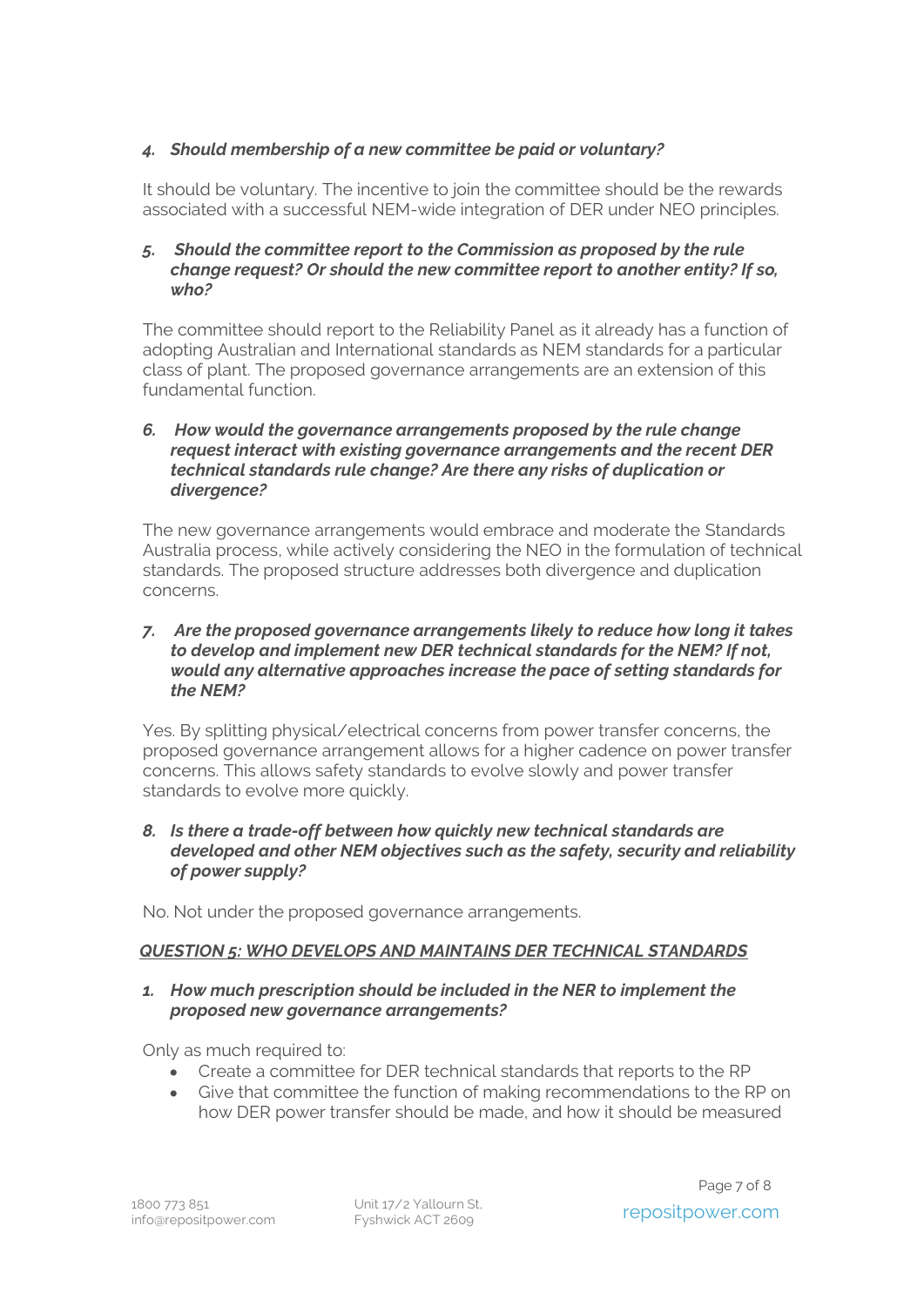*4. **Should membership of a new committee be paid or voluntary?***

It should be voluntary. The incentive to join the committee should be the rewards associated with a successful NEM-wide integration of DER under NEO principles.

*5. **Should the committee report to the Commission as proposed by the rule change request? Or should the new committee report to another entity? If so, who?***

The committee should report to the Reliability Panel as it already has a function of adopting Australian and International standards as NEM standards for a particular class of plant. The proposed governance arrangements are an extension of this fundamental function.

*6. **How would the governance arrangements proposed by the rule change request interact with existing governance arrangements and the recent DER technical standards rule change? Are there any risks of duplication or divergence?***

The new governance arrangements would embrace and moderate the Standards Australia process, while actively considering the NEO in the formulation of technical standards. The proposed structure addresses both divergence and duplication concerns.

*7. **Are the proposed governance arrangements likely to reduce how long it takes to develop and implement new DER technical standards for the NEM? If not, would any alternative approaches increase the pace of setting standards for the NEM?***

Yes. By splitting physical/electrical concerns from power transfer concerns, the proposed governance arrangement allows for a higher cadence on power transfer concerns. This allows safety standards to evolve slowly and power transfer standards to evolve more quickly.

*8. **Is there a trade-off between how quickly new technical standards are developed and other NEM objectives such as the safety, security and reliability of power supply?***

No. Not under the proposed governance arrangements.

## *QUESTION 5: WHO DEVELOPS AND MAINTAINS DER TECHNICAL STANDARDS*

*1. **How much prescription should be included in the NER to implement the proposed new governance arrangements?***

Only as much required to:

- Create a committee for DER technical standards that reports to the RP
- Give that committee the function of making recommendations to the RP on how DER power transfer should be made, and how it should be measured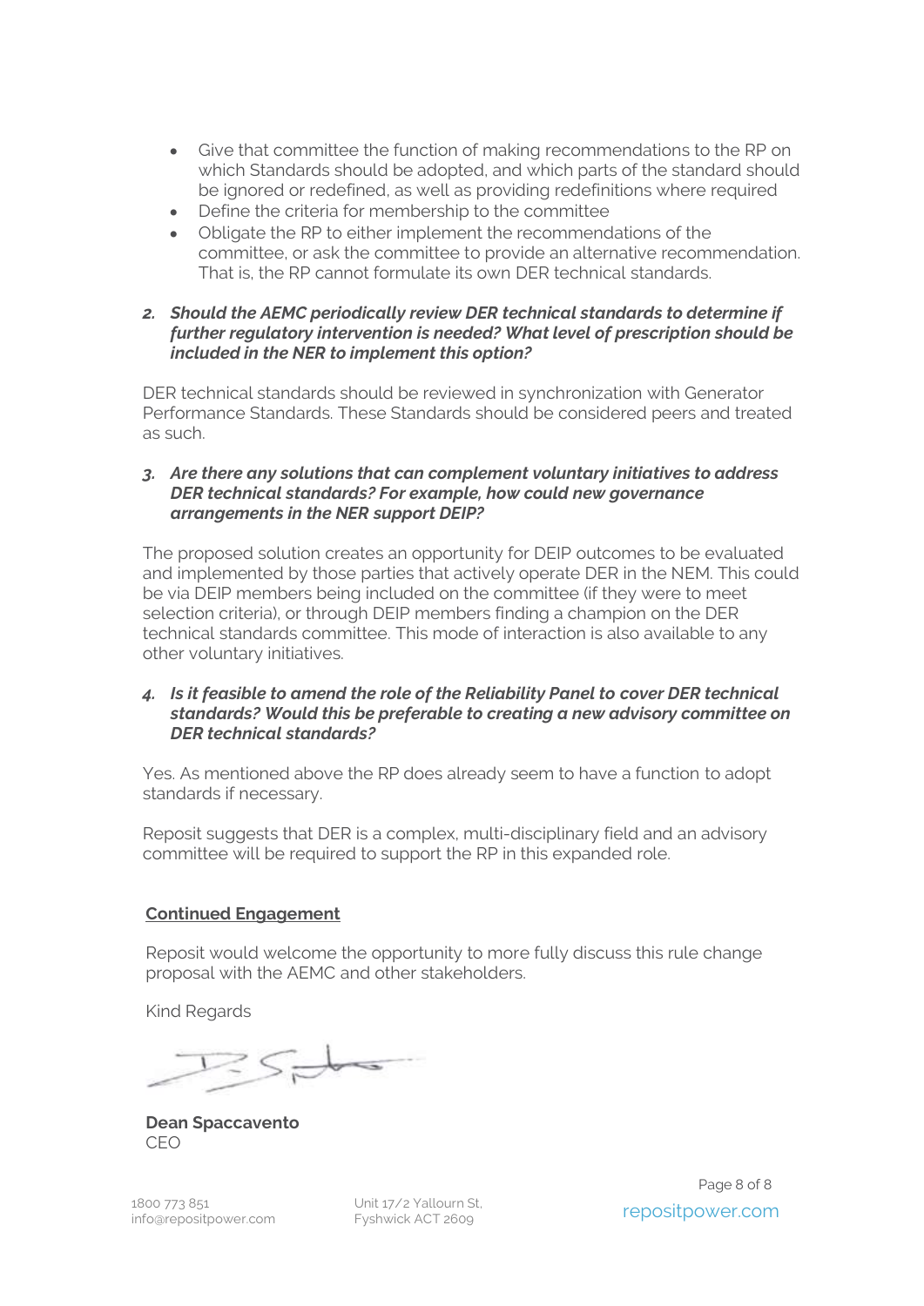- Give that committee the function of making recommendations to the RP on which Standards should be adopted, and which parts of the standard should be ignored or redefined, as well as providing redefinitions where required
- Define the criteria for membership to the committee
- Obligate the RP to either implement the recommendations of the committee, or ask the committee to provide an alternative recommendation. That is, the RP cannot formulate its own DER technical standards.

***2. Should the AEMC periodically review DER technical standards to determine if further regulatory intervention is needed? What level of prescription should be included in the NER to implement this option?***

DER technical standards should be reviewed in synchronization with Generator Performance Standards. These Standards should be considered peers and treated as such.

***3. Are there any solutions that can complement voluntary initiatives to address DER technical standards? For example, how could new governance arrangements in the NER support DEIP?***

The proposed solution creates an opportunity for DEIP outcomes to be evaluated and implemented by those parties that actively operate DER in the NEM. This could be via DEIP members being included on the committee (if they were to meet selection criteria), or through DEIP members finding a champion on the DER technical standards committee. This mode of interaction is also available to any other voluntary initiatives.

***4. Is it feasible to amend the role of the Reliability Panel to cover DER technical standards? Would this be preferable to creating a new advisory committee on DER technical standards?***

Yes. As mentioned above the RP does already seem to have a function to adopt standards if necessary.

Reposit suggests that DER is a complex, multi-disciplinary field and an advisory committee will be required to support the RP in this expanded role.

**Continued Engagement**

Reposit would welcome the opportunity to more fully discuss this rule change proposal with the AEMC and other stakeholders.

Kind Regards

**Dean Spaccavento**
CEO

1800 773 851
info@repositpower.com

Unit 17/2 Yallourn St,
Fyshwick ACT 2609

repositpower.com